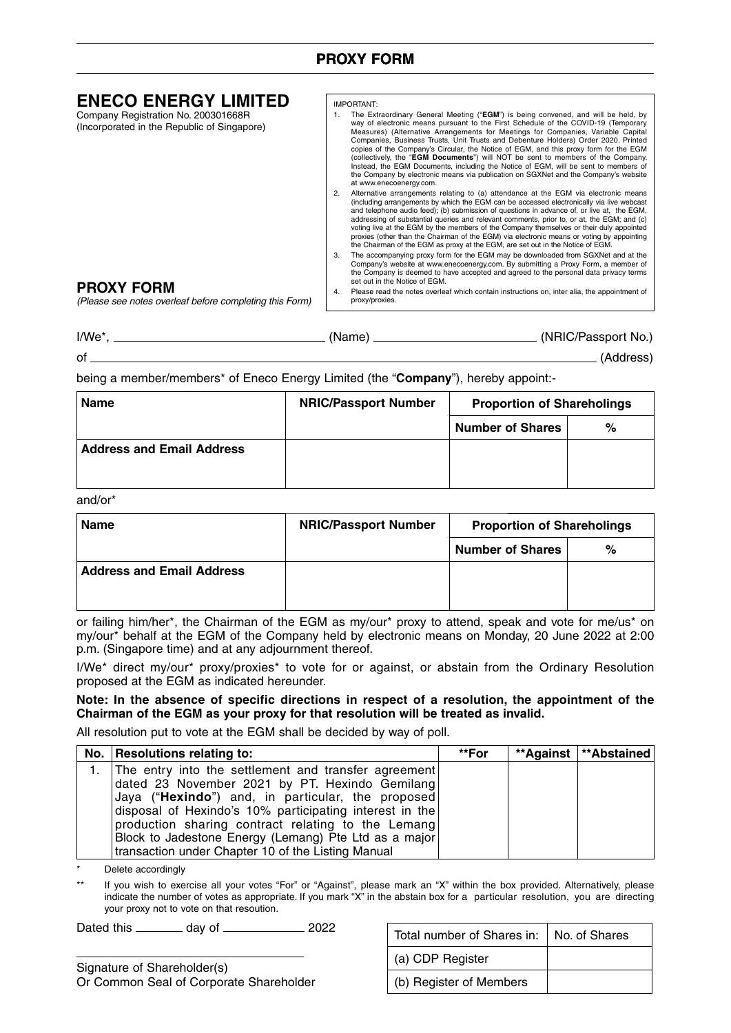# PROXY FORM

## ENECO ENERGY LIMITED

Company Registration No. 200301668R
(Incorporated in the Republic of Singapore)

IMPORTANT:

1. The Extraordinary General Meeting ("**EGM**") is being convened, and will be held, by way of electronic means pursuant to the First Schedule of the COVID-19 (Temporary Measures) (Alternative Arrangements for Meetings for Companies, Variable Capital Companies, Business Trusts, Unit Trusts and Debenture Holders) Order 2020. Printed copies of the Company's Circular, the Notice of EGM, and this proxy form for the EGM (collectively, the "**EGM Documents**") will NOT be sent to members of the Company. Instead, the EGM Documents, including the Notice of EGM, will be sent to members of the Company by electronic means via publication on SGXNet and the Company's website at www.enecoenergy.com.
2. Alternative arrangements relating to (a) attendance at the EGM via electronic means (including arrangements by which the EGM can be accessed electronically via live webcast and telephone audio feed); (b) submission of questions in advance of, or live at, the EGM, addressing of substantial queries and relevant comments, prior to, or at, the EGM; and (c) voting live at the EGM by the members of the Company themselves or their duly appointed proxies (other than the Chairman of the EGM) via electronic means or voting by appointing the Chairman of the EGM as proxy at the EGM, are set out in the Notice of EGM.
3. The accompanying proxy form for the EGM may be downloaded from SGXNet and at the Company's website at www.enecoenergy.com. By submitting a Proxy Form, a member of the Company is deemed to have accepted and agreed to the personal data privacy terms set out in the Notice of EGM.
4. Please read the notes overleaf which contain instructions on, inter alia, the appointment of proxy/proxies.

## PROXY FORM

*(Please see notes overleaf before completing this Form)*

I/We*, ______________________ (Name) ______________________ (NRIC/Passport No.)

of ______________________________________________ (Address)

being a member/members* of Eneco Energy Limited (the "**Company**"), hereby appoint:-

| Name | NRIC/Passport Number | Proportion of Shareholdings | |
|---|---|---|---|
| | | Number of Shares | % |
| Address and Email Address | | | |

and/or*

| Name | NRIC/Passport Number | Proportion of Shareholdings | |
|---|---|---|---|
| | | Number of Shares | % |
| Address and Email Address | | | |

or failing him/her*, the Chairman of the EGM as my/our* proxy to attend, speak and vote for me/us* on my/our* behalf at the EGM of the Company held by electronic means on Monday, 20 June 2022 at 2:00 p.m. (Singapore time) and at any adjournment thereof.

I/We* direct my/our* proxy/proxies* to vote for or against, or abstain from the Ordinary Resolution proposed at the EGM as indicated hereunder.

**Note: In the absence of specific directions in respect of a resolution, the appointment of the Chairman of the EGM as your proxy for that resolution will be treated as invalid.**

All resolution put to vote at the EGM shall be decided by way of poll.

| No. | Resolutions relating to: | **For | **Against | **Abstained |
|---|---|---|---|---|
| 1. | The entry into the settlement and transfer agreement dated 23 November 2021 by PT. Hexindo Gemilang Jaya ("**Hexindo**") and, in particular, the proposed disposal of Hexindo's 10% participating interest in the production sharing contract relating to the Lemang Block to Jadestone Energy (Lemang) Pte Ltd as a major transaction under Chapter 10 of the Listing Manual | | | |

\* Delete accordingly

** If you wish to exercise all your votes "For" or "Against", please mark an "X" within the box provided. Alternatively, please indicate the number of votes as appropriate. If you mark "X" in the abstain box for a particular resolution, you are directing your proxy not to vote on that resousion.

Dated this ________ day of ____________ 2022

______________________________
Signature of Shareholder(s)
Or Common Seal of Corporate Shareholder

| Total number of Shares in: | No. of Shares |
|---|---|
| (a) CDP Register | |
| (b) Register of Members | |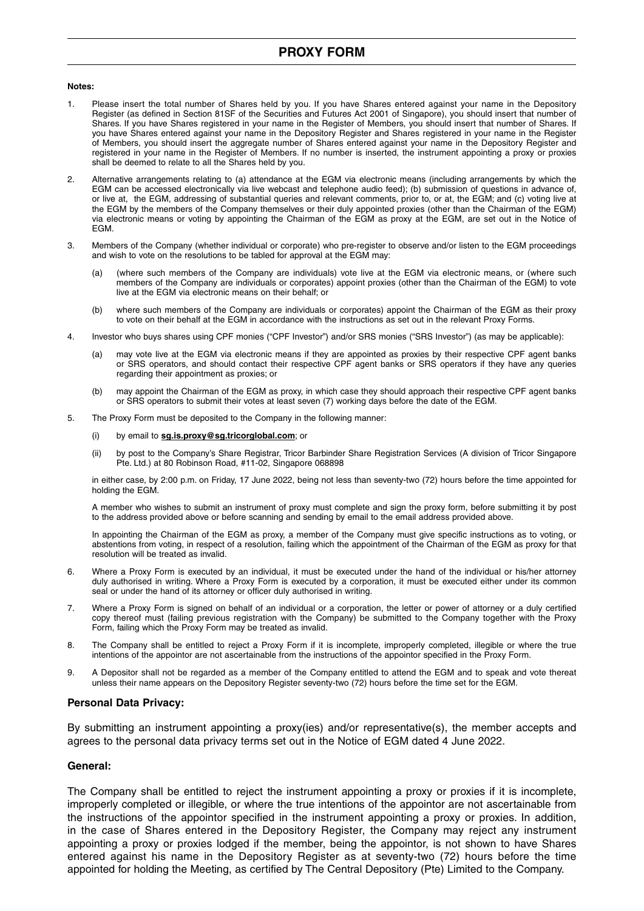# PROXY FORM

**Notes:**

1. Please insert the total number of Shares held by you. If you have Shares entered against your name in the Depository Register (as defined in Section 81SF of the Securities and Futures Act 2001 of Singapore), you should insert that number of Shares. If you have Shares registered in your name in the Register of Members, you should insert that number of Shares. If you have Shares entered against your name in the Depository Register and Shares registered in your name in the Register of Members, you should insert the aggregate number of Shares entered against your name in the Depository Register and registered in your name in the Register of Members. If no number is inserted, the instrument appointing a proxy or proxies shall be deemed to relate to all the Shares held by you.

2. Alternative arrangements relating to (a) attendance at the EGM via electronic means (including arrangements by which the EGM can be accessed electronically via live webcast and telephone audio feed); (b) submission of questions in advance of, or live at, the EGM, addressing of substantial queries and relevant comments, prior to, or at, the EGM; and (c) voting live at the EGM by the members of the Company themselves or their duly appointed proxies (other than the Chairman of the EGM) via electronic means or voting by appointing the Chairman of the EGM as proxy at the EGM, are set out in the Notice of EGM.

3. Members of the Company (whether individual or corporate) who pre-register to observe and/or listen to the EGM proceedings and wish to vote on the resolutions to be tabled for approval at the EGM may:

   (a) (where such members of the Company are individuals) vote live at the EGM via electronic means, or (where such members of the Company are individuals or corporates) appoint proxies (other than the Chairman of the EGM) to vote live at the EGM via electronic means on their behalf; or

   (b) where such members of the Company are individuals or corporates) appoint the Chairman of the EGM as their proxy to vote on their behalf at the EGM in accordance with the instructions as set out in the relevant Proxy Forms.

4. Investor who buys shares using CPF monies ("CPF Investor") and/or SRS monies ("SRS Investor") (as may be applicable):

   (a) may vote live at the EGM via electronic means if they are appointed as proxies by their respective CPF agent banks or SRS operators, and should contact their respective CPF agent banks or SRS operators if they have any queries regarding their appointment as proxies; or

   (b) may appoint the Chairman of the EGM as proxy, in which case they should approach their respective CPF agent banks or SRS operators to submit their votes at least seven (7) working days before the date of the EGM.

5. The Proxy Form must be deposited to the Company in the following manner:

   (i) by email to **sg.is.proxy@sg.tricorglobal.com**; or

   (ii) by post to the Company's Share Registrar, Tricor Barbinder Share Registration Services (A division of Tricor Singapore Pte. Ltd.) at 80 Robinson Road, #11-02, Singapore 068898

   in either case, by 2:00 p.m. on Friday, 17 June 2022, being not less than seventy-two (72) hours before the time appointed for holding the EGM.

   A member who wishes to submit an instrument of proxy must complete and sign the proxy form, before submitting it by post to the address provided above or before scanning and sending by email to the email address provided above.

   In appointing the Chairman of the EGM as proxy, a member of the Company must give specific instructions as to voting, or abstentions from voting, in respect of a resolution, failing which the appointment of the Chairman of the EGM as proxy for that resolution will be treated as invalid.

6. Where a Proxy Form is executed by an individual, it must be executed under the hand of the individual or his/her attorney duly authorised in writing. Where a Proxy Form is executed by a corporation, it must be executed either under its common seal or under the hand of its attorney or officer duly authorised in writing.

7. Where a Proxy Form is signed on behalf of an individual or a corporation, the letter or power of attorney or a duly certified copy thereof must (failing previous registration with the Company) be submitted to the Company together with the Proxy Form, failing which the Proxy Form may be treated as invalid.

8. The Company shall be entitled to reject a Proxy Form if it is incomplete, improperly completed, illegible or where the true intentions of the appointor are not ascertainable from the instructions of the appointor specified in the Proxy Form.

9. A Depositor shall not be regarded as a member of the Company entitled to attend the EGM and to speak and vote thereat unless their name appears on the Depository Register seventy-two (72) hours before the time set for the EGM.

### Personal Data Privacy:

By submitting an instrument appointing a proxy(ies) and/or representative(s), the member accepts and agrees to the personal data privacy terms set out in the Notice of EGM dated 4 June 2022.

### General:

The Company shall be entitled to reject the instrument appointing a proxy or proxies if it is incomplete, improperly completed or illegible, or where the true intentions of the appointor are not ascertainable from the instructions of the appointor specified in the instrument appointing a proxy or proxies. In addition, in the case of Shares entered in the Depository Register, the Company may reject any instrument appointing a proxy or proxies lodged if the member, being the appointor, is not shown to have Shares entered against his name in the Depository Register as at seventy-two (72) hours before the time appointed for holding the Meeting, as certified by The Central Depository (Pte) Limited to the Company.